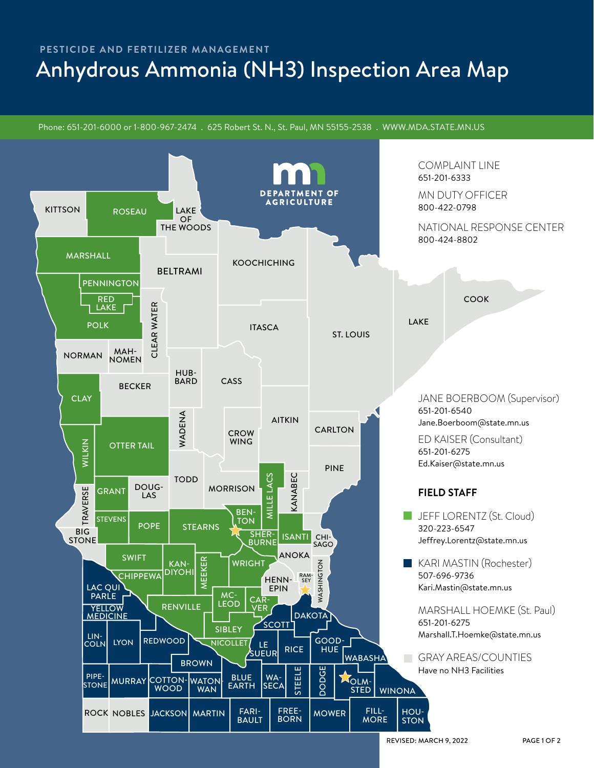PESTICIDE AND FERTILIZER MANAGEMENT

# Anhydrous Ammonia ($NH_3$) Inspection Area Map

Phone: 651-201-6000 or 1-800-967-2474 . 625 Robert St. N., St. Paul, MN 55155-2538 . WWW.MDA.STATE.MN.US

mn DEPARTMENT OF AGRICULTURE

KITTSON
ROSEAU
LAKE OF THE WOODS
MARSHALL
BELTRAMI
KOOCHICHING
PENNINGTON
RED LAKE
POLK
CLEAR WATER
ITASCA
ST. LOUIS
LAKE
COOK
NORMAN
MAH-NOMEN
HUB-BARD
CASS
CLAY
BECKER
WADENA
CROW WING
AITKIN
CARLTON
WILKIN
OTTER TAIL
PINE
TRAVERSE
GRANT
DOUG-LAS
TODD
MORRISON
MILLE LACS
KANABEC
BIG STONE
STEVENS
POPE
STEARNS
BEN-TON
SHER-BURNE
ISANTI
CHI-SAGO
SWIFT
KAN-DIYOHI
MEEKER
WRIGHT
ANOKA
CHIPPEWA
HENN-EPIN
RAM-SEY
WASHINGTON
LAC QUI PARLE
YELLOW MEDICINE
RENVILLE
MC-LEOD
CAR-VER
DAKOTA
SIBLEY
SCOTT
LIN-COLN
LYON
REDWOOD
NICOLLET
LE SUEUR
RICE
GOOD-HUE
WABASHA
BROWN
PIPE-STONE
MURRAY
COTTON-WOOD
WATON-WAN
BLUE EARTH
WA-SECA
STEELE
DODGE
OLM-STED
WINONA
ROCK
NOBLES
JACKSON
MARTIN
FARI-BAULT
FREE-BORN
MOWER
FILL-MORE
HOU-STON

COMPLAINT LINE
651-201-6333

MN DUTY OFFICER
800-422-0798

NATIONAL RESPONSE CENTER
800-424-8802

JANE BOERBOOM (Supervisor)
651-201-6540
Jane.Boerboom@state.mn.us

ED KAISER (Consultant)
651-201-6275
Ed.Kaiser@state.mn.us

## FIELD STAFF

JEFF LORENTZ (St. Cloud)
320-223-6547
Jeffrey.Lorentz@state.mn.us

KARI MASTIN (Rochester)
507-696-9736
Kari.Mastin@state.mn.us

MARSHALL HOEMKE (St. Paul)
651-201-6275
Marshall.T.Hoemke@state.mn.us

GRAY AREAS/COUNTIES
Have no NH3 Facilities

REVISED: MARCH 9, 2022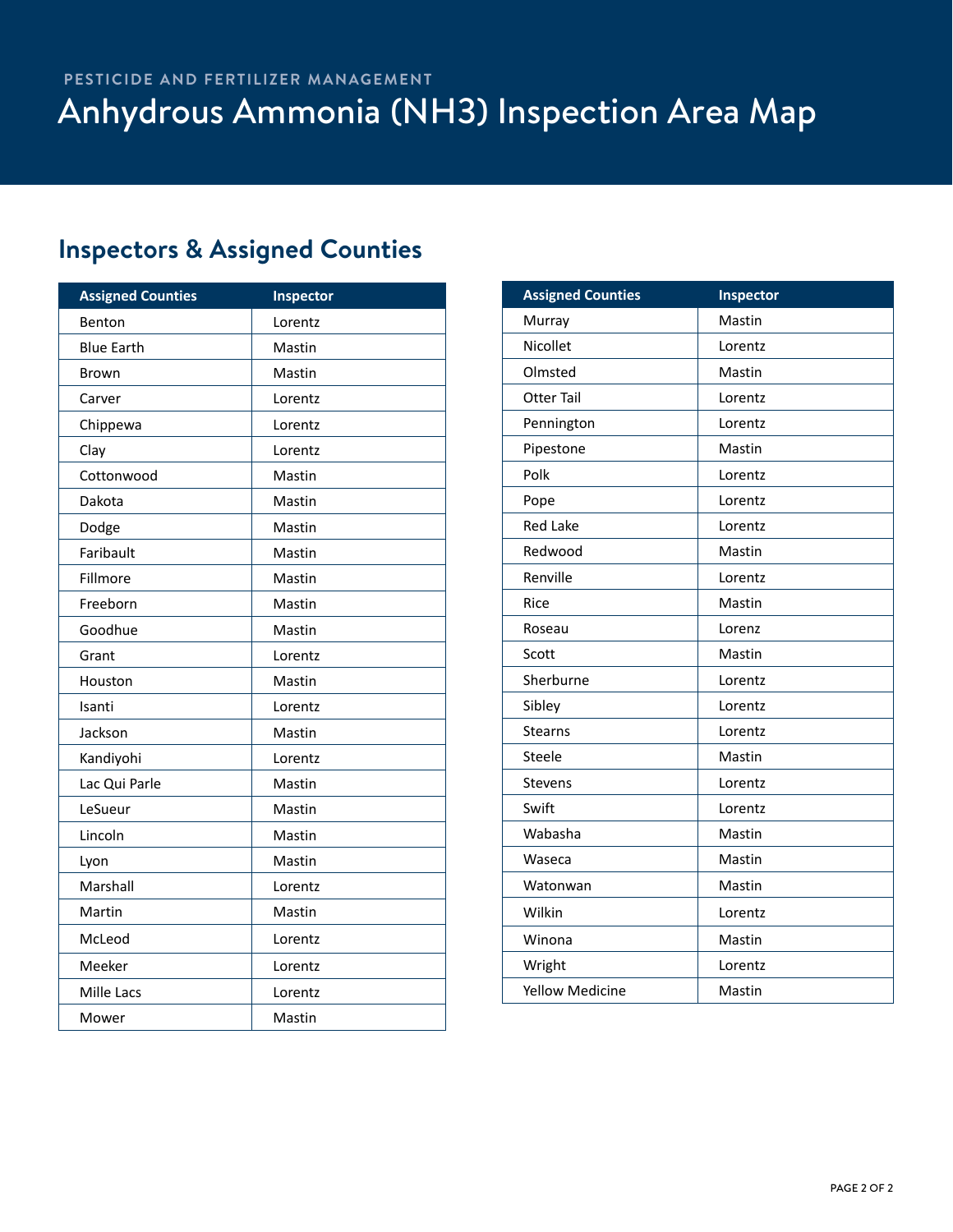PESTICIDE AND FERTILIZER MANAGEMENT

# Anhydrous Ammonia (NH3) Inspection Area Map

## Inspectors & Assigned Counties

| Assigned Counties | Inspector |
|---|---|
| Benton | Lorentz |
| Blue Earth | Mastin |
| Brown | Mastin |
| Carver | Lorentz |
| Chippewa | Lorentz |
| Clay | Lorentz |
| Cottonwood | Mastin |
| Dakota | Mastin |
| Dodge | Mastin |
| Faribault | Mastin |
| Fillmore | Mastin |
| Freeborn | Mastin |
| Goodhue | Mastin |
| Grant | Lorentz |
| Houston | Mastin |
| Isanti | Lorentz |
| Jackson | Mastin |
| Kandiyohi | Lorentz |
| Lac Qui Parle | Mastin |
| LeSueur | Mastin |
| Lincoln | Mastin |
| Lyon | Mastin |
| Marshall | Lorentz |
| Martin | Mastin |
| McLeod | Lorentz |
| Meeker | Lorentz |
| Mille Lacs | Lorentz |
| Mower | Mastin |

| Assigned Counties | Inspector |
|---|---|
| Murray | Mastin |
| Nicollet | Lorentz |
| Olmsted | Mastin |
| Otter Tail | Lorentz |
| Pennington | Lorentz |
| Pipestone | Mastin |
| Polk | Lorentz |
| Pope | Lorentz |
| Red Lake | Lorentz |
| Redwood | Mastin |
| Renville | Lorentz |
| Rice | Mastin |
| Roseau | Lorenz |
| Scott | Mastin |
| Sherburne | Lorentz |
| Sibley | Lorentz |
| Stearns | Lorentz |
| Steele | Mastin |
| Stevens | Lorentz |
| Swift | Lorentz |
| Wabasha | Mastin |
| Waseca | Mastin |
| Watonwan | Mastin |
| Wilkin | Lorentz |
| Winona | Mastin |
| Wright | Lorentz |
| Yellow Medicine | Mastin |